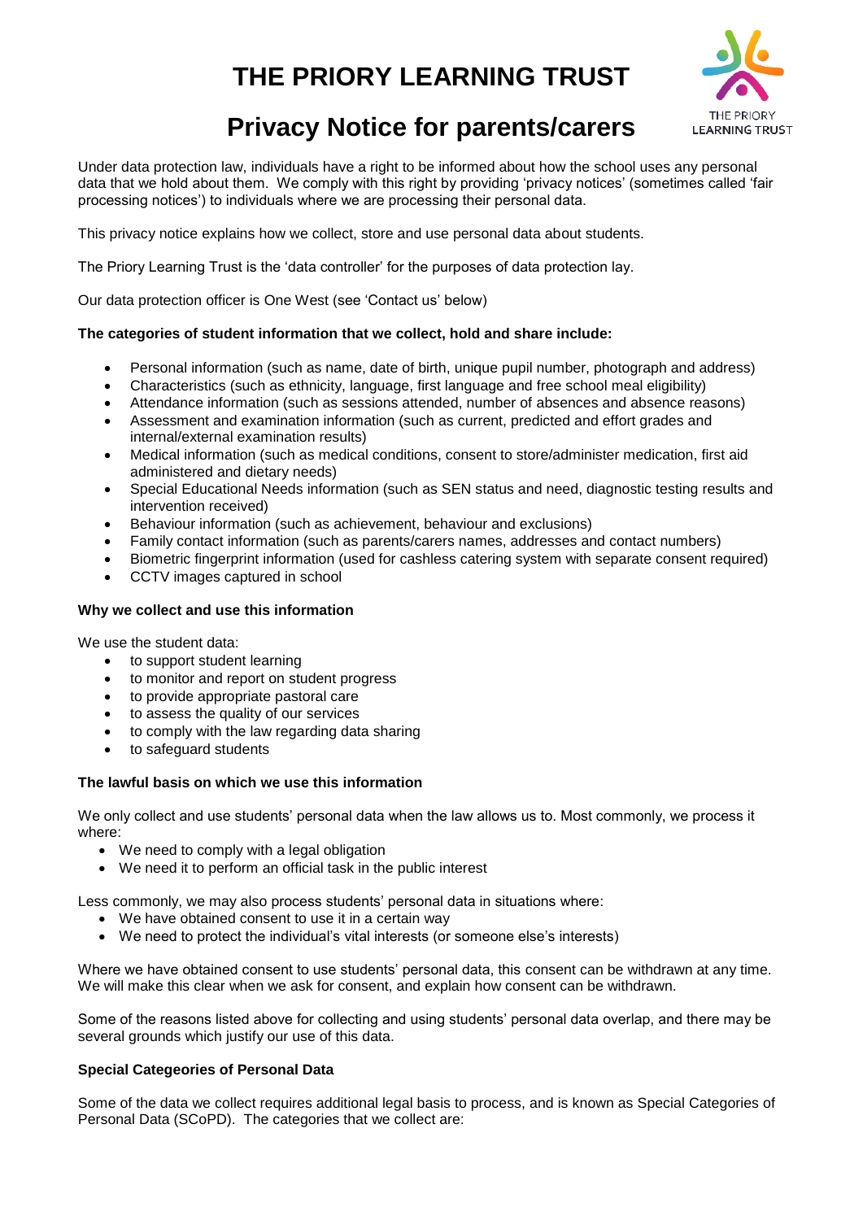# THE PRIORY LEARNING TRUST

## Privacy Notice for parents/carers

Under data protection law, individuals have a right to be informed about how the school uses any personal data that we hold about them. We comply with this right by providing 'privacy notices' (sometimes called 'fair processing notices') to individuals where we are processing their personal data.

This privacy notice explains how we collect, store and use personal data about students.

The Priory Learning Trust is the 'data controller' for the purposes of data protection lay.

Our data protection officer is One West (see 'Contact us' below)

**The categories of student information that we collect, hold and share include:**

- Personal information (such as name, date of birth, unique pupil number, photograph and address)
- Characteristics (such as ethnicity, language, first language and free school meal eligibility)
- Attendance information (such as sessions attended, number of absences and absence reasons)
- Assessment and examination information (such as current, predicted and effort grades and internal/external examination results)
- Medical information (such as medical conditions, consent to store/administer medication, first aid administered and dietary needs)
- Special Educational Needs information (such as SEN status and need, diagnostic testing results and intervention received)
- Behaviour information (such as achievement, behaviour and exclusions)
- Family contact information (such as parents/carers names, addresses and contact numbers)
- Biometric fingerprint information (used for cashless catering system with separate consent required)
- CCTV images captured in school

**Why we collect and use this information**

We use the student data:

- to support student learning
- to monitor and report on student progress
- to provide appropriate pastoral care
- to assess the quality of our services
- to comply with the law regarding data sharing
- to safeguard students

**The lawful basis on which we use this information**

We only collect and use students' personal data when the law allows us to. Most commonly, we process it where:

- We need to comply with a legal obligation
- We need it to perform an official task in the public interest

Less commonly, we may also process students' personal data in situations where:

- We have obtained consent to use it in a certain way
- We need to protect the individual's vital interests (or someone else's interests)

Where we have obtained consent to use students' personal data, this consent can be withdrawn at any time. We will make this clear when we ask for consent, and explain how consent can be withdrawn.

Some of the reasons listed above for collecting and using students' personal data overlap, and there may be several grounds which justify our use of this data.

**Special Categeories of Personal Data**

Some of the data we collect requires additional legal basis to process, and is known as Special Categories of Personal Data (SCoPD). The categories that we collect are: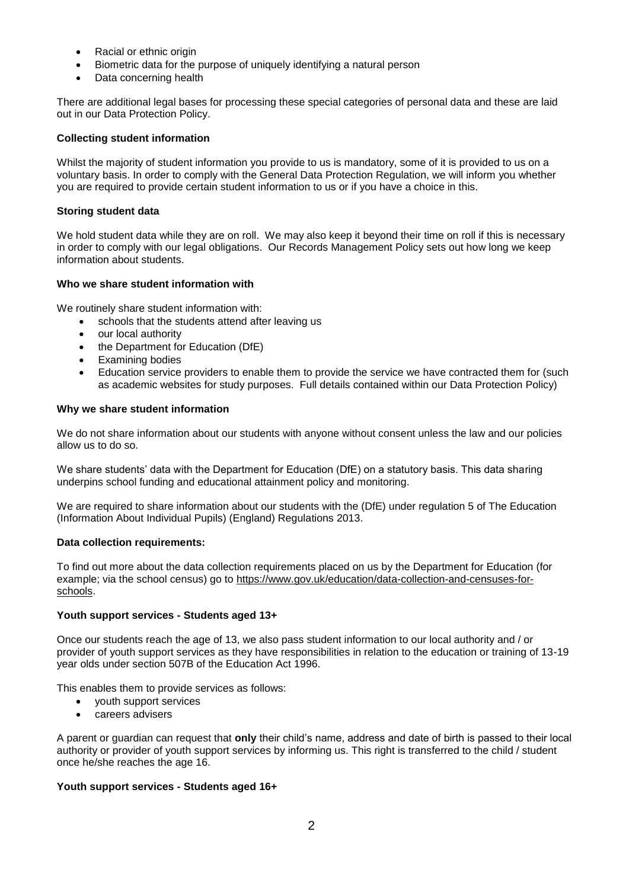- Racial or ethnic origin
- Biometric data for the purpose of uniquely identifying a natural person
- Data concerning health

There are additional legal bases for processing these special categories of personal data and these are laid out in our Data Protection Policy.

**Collecting student information**

Whilst the majority of student information you provide to us is mandatory, some of it is provided to us on a voluntary basis. In order to comply with the General Data Protection Regulation, we will inform you whether you are required to provide certain student information to us or if you have a choice in this.

**Storing student data**

We hold student data while they are on roll. We may also keep it beyond their time on roll if this is necessary in order to comply with our legal obligations. Our Records Management Policy sets out how long we keep information about students.

**Who we share student information with**

We routinely share student information with:

- schools that the students attend after leaving us
- our local authority
- the Department for Education (DfE)
- Examining bodies
- Education service providers to enable them to provide the service we have contracted them for (such as academic websites for study purposes. Full details contained within our Data Protection Policy)

**Why we share student information**

We do not share information about our students with anyone without consent unless the law and our policies allow us to do so.

We share students' data with the Department for Education (DfE) on a statutory basis. This data sharing underpins school funding and educational attainment policy and monitoring.

We are required to share information about our students with the (DfE) under regulation 5 of The Education (Information About Individual Pupils) (England) Regulations 2013.

**Data collection requirements:**

To find out more about the data collection requirements placed on us by the Department for Education (for example; via the school census) go to https://www.gov.uk/education/data-collection-and-censuses-for-schools.

**Youth support services - Students aged 13+**

Once our students reach the age of 13, we also pass student information to our local authority and / or provider of youth support services as they have responsibilities in relation to the education or training of 13-19 year olds under section 507B of the Education Act 1996.

This enables them to provide services as follows:

- youth support services
- careers advisers

A parent or guardian can request that **only** their child's name, address and date of birth is passed to their local authority or provider of youth support services by informing us. This right is transferred to the child / student once he/she reaches the age 16.

**Youth support services - Students aged 16+**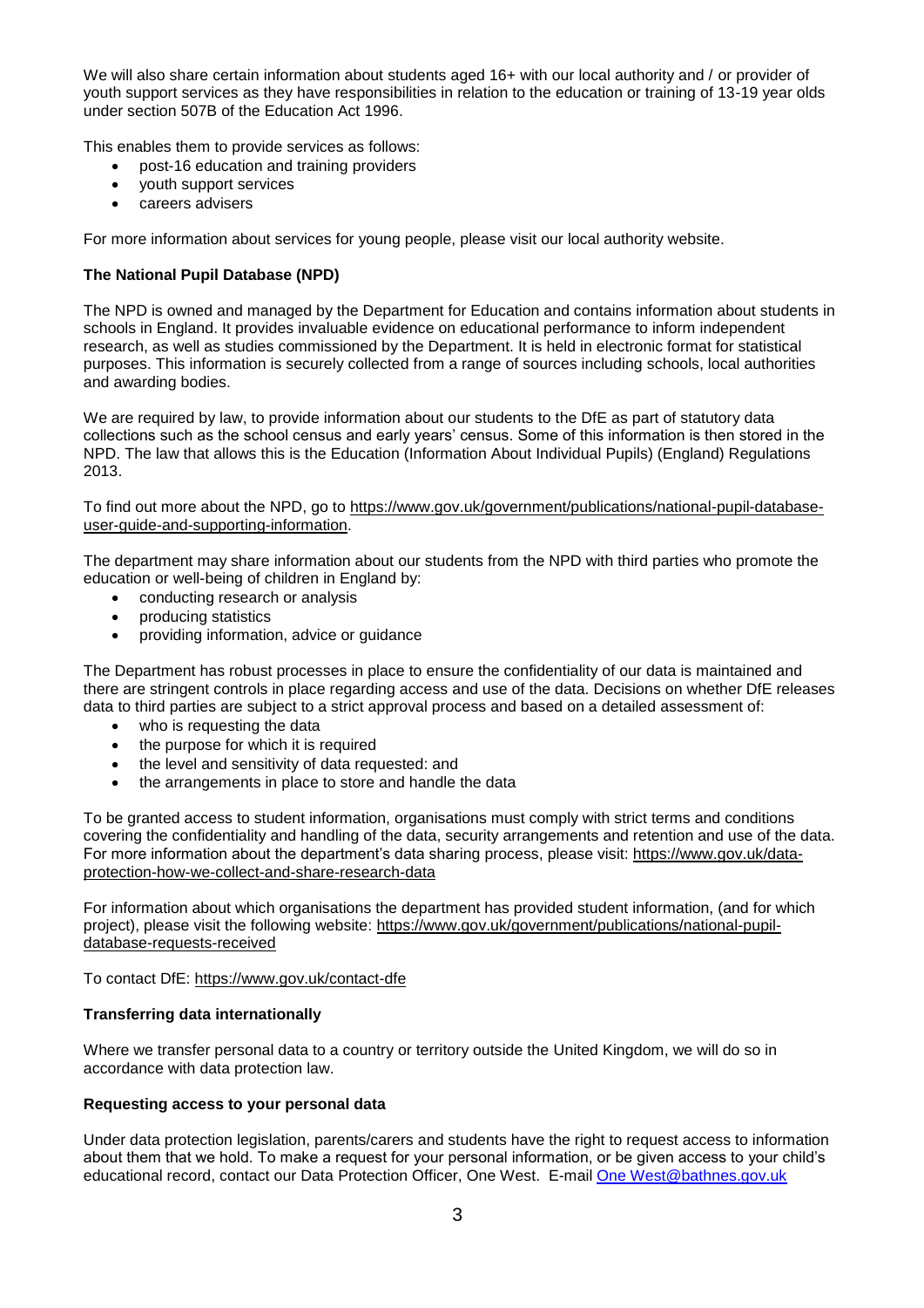We will also share certain information about students aged 16+ with our local authority and / or provider of youth support services as they have responsibilities in relation to the education or training of 13-19 year olds under section 507B of the Education Act 1996.

This enables them to provide services as follows:

- post-16 education and training providers
- youth support services
- careers advisers

For more information about services for young people, please visit our local authority website.

**The National Pupil Database (NPD)**

The NPD is owned and managed by the Department for Education and contains information about students in schools in England. It provides invaluable evidence on educational performance to inform independent research, as well as studies commissioned by the Department. It is held in electronic format for statistical purposes. This information is securely collected from a range of sources including schools, local authorities and awarding bodies.

We are required by law, to provide information about our students to the DfE as part of statutory data collections such as the school census and early years' census. Some of this information is then stored in the NPD. The law that allows this is the Education (Information About Individual Pupils) (England) Regulations 2013.

To find out more about the NPD, go to [https://www.gov.uk/government/publications/national-pupil-database-user-guide-and-supporting-information](https://www.gov.uk/government/publications/national-pupil-database-user-guide-and-supporting-information).

The department may share information about our students from the NPD with third parties who promote the education or well-being of children in England by:

- conducting research or analysis
- producing statistics
- providing information, advice or guidance

The Department has robust processes in place to ensure the confidentiality of our data is maintained and there are stringent controls in place regarding access and use of the data. Decisions on whether DfE releases data to third parties are subject to a strict approval process and based on a detailed assessment of:

- who is requesting the data
- the purpose for which it is required
- the level and sensitivity of data requested: and
- the arrangements in place to store and handle the data

To be granted access to student information, organisations must comply with strict terms and conditions covering the confidentiality and handling of the data, security arrangements and retention and use of the data. For more information about the department's data sharing process, please visit: [https://www.gov.uk/data-protection-how-we-collect-and-share-research-data](https://www.gov.uk/data-protection-how-we-collect-and-share-research-data)

For information about which organisations the department has provided student information, (and for which project), please visit the following website: [https://www.gov.uk/government/publications/national-pupil-database-requests-received](https://www.gov.uk/government/publications/national-pupil-database-requests-received)

To contact DfE: [https://www.gov.uk/contact-dfe](https://www.gov.uk/contact-dfe)

**Transferring data internationally**

Where we transfer personal data to a country or territory outside the United Kingdom, we will do so in accordance with data protection law.

**Requesting access to your personal data**

Under data protection legislation, parents/carers and students have the right to request access to information about them that we hold. To make a request for your personal information, or be given access to your child's educational record, contact our Data Protection Officer, One West. E-mail One West@bathnes.gov.uk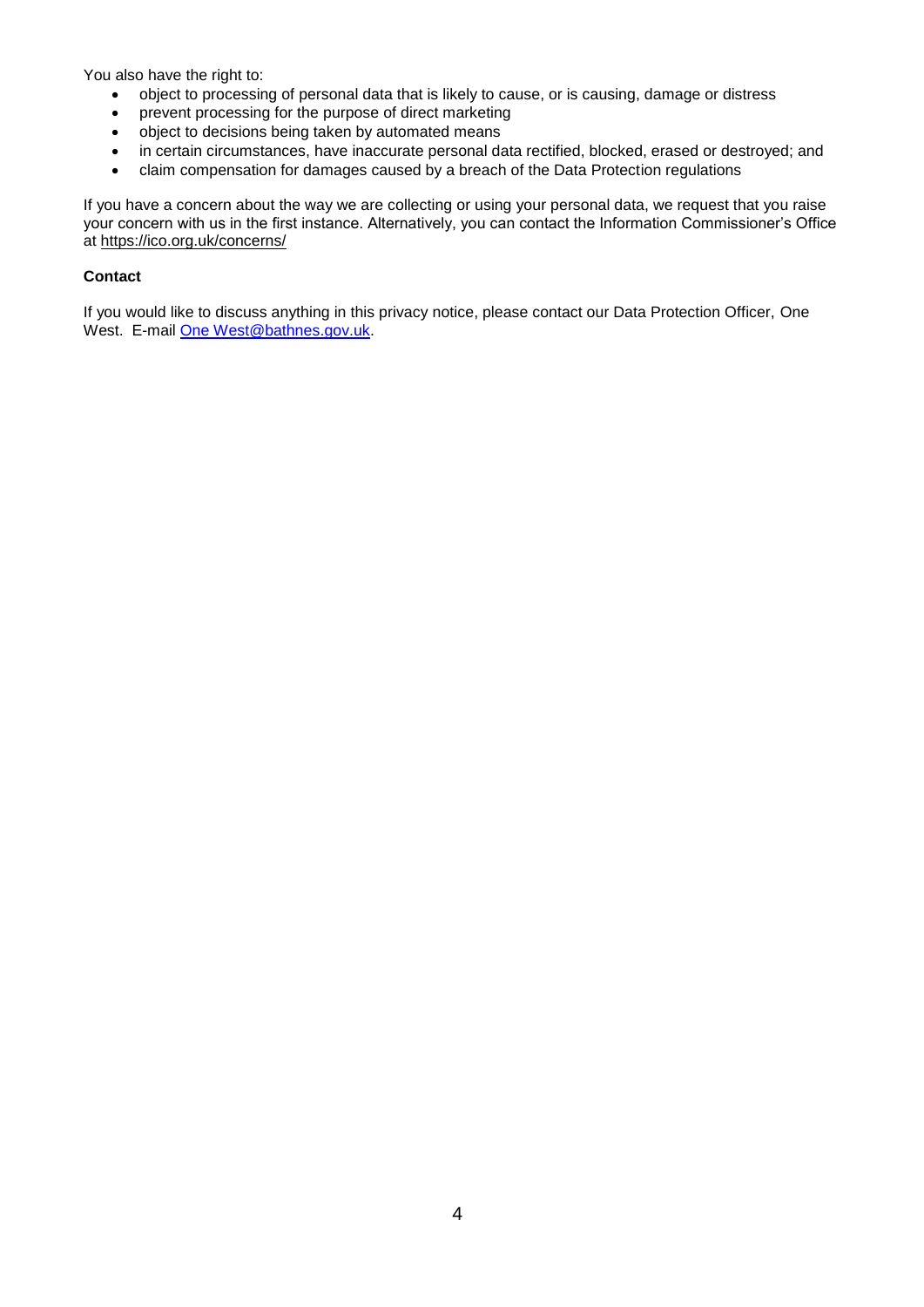You also have the right to:

- object to processing of personal data that is likely to cause, or is causing, damage or distress
- prevent processing for the purpose of direct marketing
- object to decisions being taken by automated means
- in certain circumstances, have inaccurate personal data rectified, blocked, erased or destroyed; and
- claim compensation for damages caused by a breach of the Data Protection regulations

If you have a concern about the way we are collecting or using your personal data, we request that you raise your concern with us in the first instance. Alternatively, you can contact the Information Commissioner's Office at https://ico.org.uk/concerns/

**Contact**

If you would like to discuss anything in this privacy notice, please contact our Data Protection Officer, One West. E-mail One West@bathnes.gov.uk.